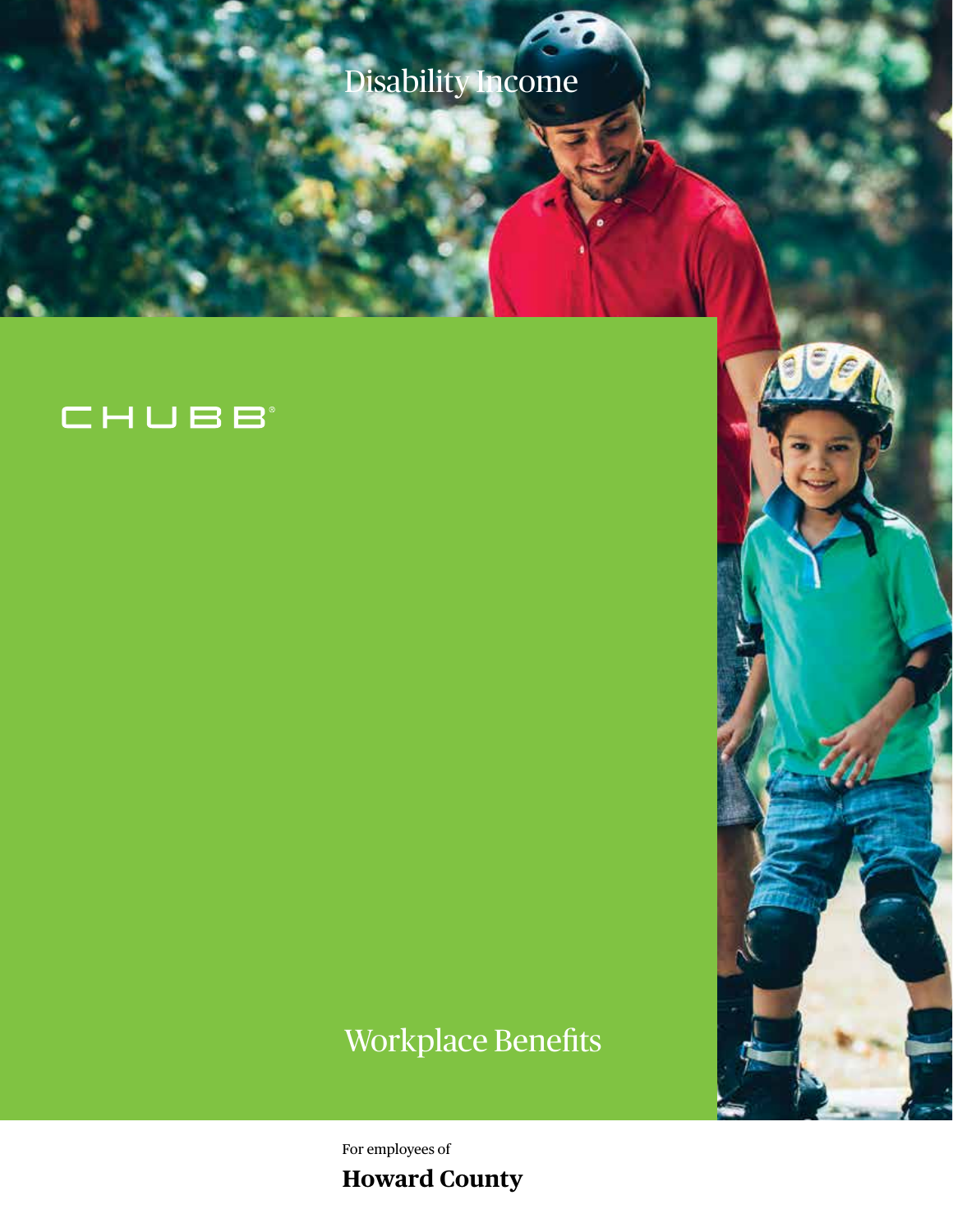# Disability Income

CHUBB®

## Workplace Benefits

For employees of

**Howard County**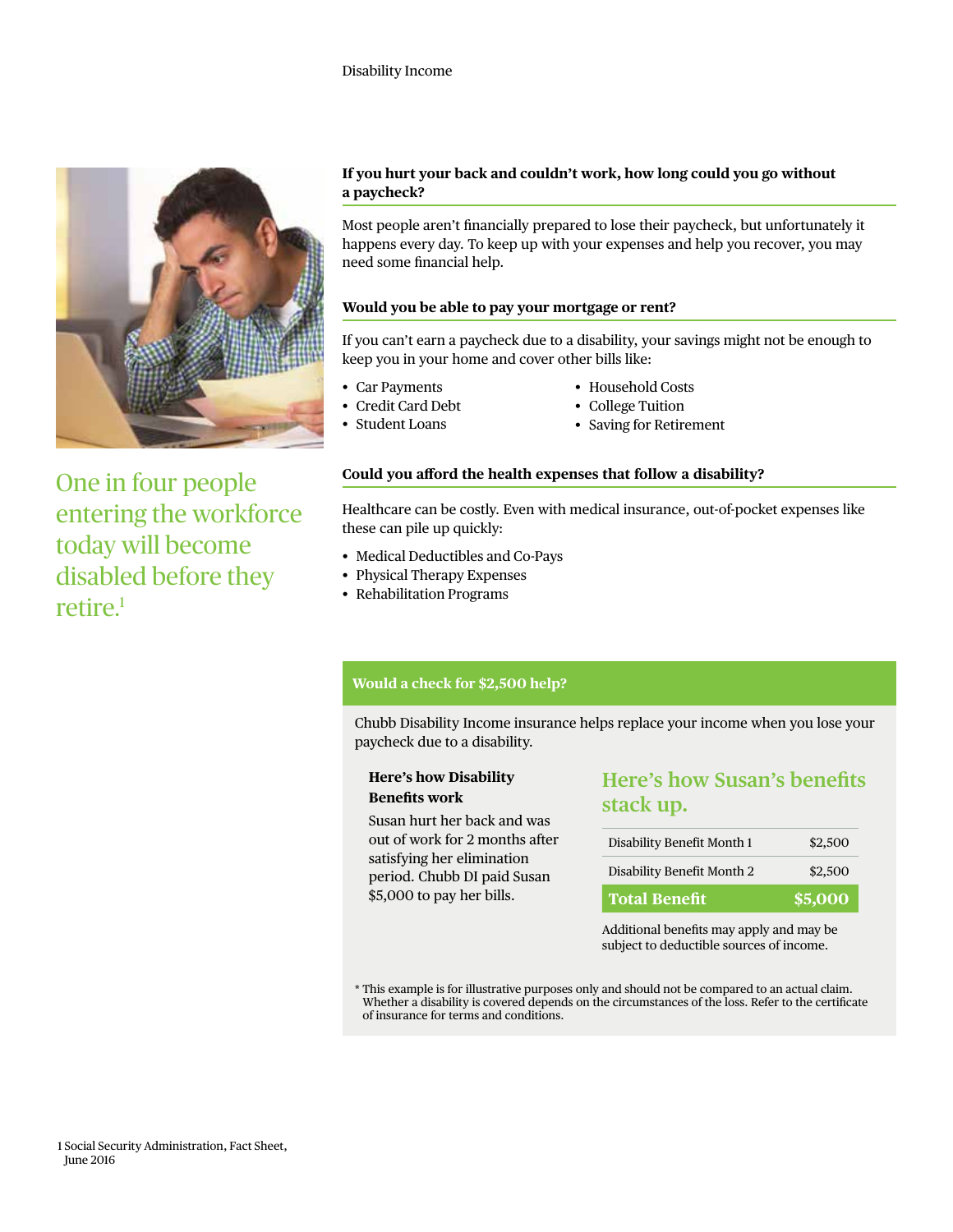One in four people entering the workforce today will become disabled before they retire.[1]

### If you hurt your back and couldn't work, how long could you go without a paycheck?

Most people aren't financially prepared to lose their paycheck, but unfortunately it happens every day. To keep up with your expenses and help you recover, you may need some financial help.

### Would you be able to pay your mortgage or rent?

If you can't earn a paycheck due to a disability, your savings might not be enough to keep you in your home and cover other bills like:

- Car Payments
- Credit Card Debt
- Student Loans
- Household Costs
- College Tuition
- Saving for Retirement

### Could you afford the health expenses that follow a disability?

Healthcare can be costly. Even with medical insurance, out-of-pocket expenses like these can pile up quickly:

- Medical Deductibles and Co-Pays
- Physical Therapy Expenses
- Rehabilitation Programs

### Would a check for $2,500 help?

Chubb Disability Income insurance helps replace your income when you lose your paycheck due to a disability.

**Here's how Disability Benefits work**

Susan hurt her back and was out of work for 2 months after satisfying her elimination period. Chubb DI paid Susan $5,000 to pay her bills.

**Here's how Susan's benefits stack up.**

| | |
|---|---|
| Disability Benefit Month 1 | $2,500 |
| Disability Benefit Month 2 | $2,500 |
| **Total Benefit** | **$5,000** |

Additional benefits may apply and may be subject to deductible sources of income.

* This example is for illustrative purposes only and should not be compared to an actual claim. Whether a disability is covered depends on the circumstances of the loss. Refer to the certificate of insurance for terms and conditions.

1 Social Security Administration, Fact Sheet, June 2016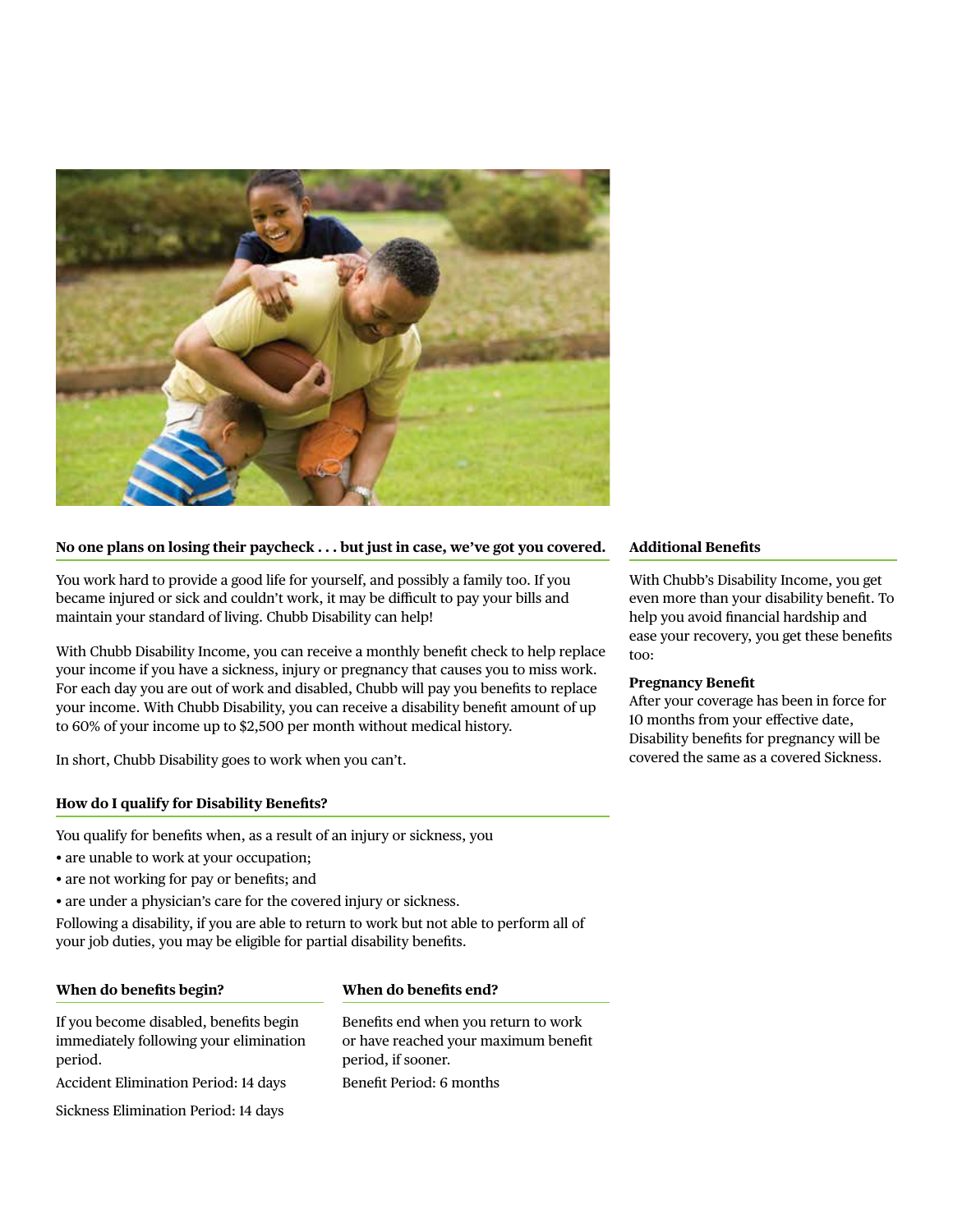## No one plans on losing their paycheck . . . but just in case, we've got you covered.

You work hard to provide a good life for yourself, and possibly a family too. If you became injured or sick and couldn't work, it may be difficult to pay your bills and maintain your standard of living. Chubb Disability can help!

With Chubb Disability Income, you can receive a monthly benefit check to help replace your income if you have a sickness, injury or pregnancy that causes you to miss work. For each day you are out of work and disabled, Chubb will pay you benefits to replace your income. With Chubb Disability, you can receive a disability benefit amount of up to 60% of your income up to $2,500 per month without medical history.

In short, Chubb Disability goes to work when you can't.

## How do I qualify for Disability Benefits?

You qualify for benefits when, as a result of an injury or sickness, you

- are unable to work at your occupation;
- are not working for pay or benefits; and
- are under a physician's care for the covered injury or sickness.

Following a disability, if you are able to return to work but not able to perform all of your job duties, you may be eligible for partial disability benefits.

## When do benefits begin?

If you become disabled, benefits begin immediately following your elimination period.

Accident Elimination Period: 14 days

Sickness Elimination Period: 14 days

## When do benefits end?

Benefits end when you return to work or have reached your maximum benefit period, if sooner.

Benefit Period: 6 months

## Additional Benefits

With Chubb's Disability Income, you get even more than your disability benefit. To help you avoid financial hardship and ease your recovery, you get these benefits too:

**Pregnancy Benefit**
After your coverage has been in force for 10 months from your effective date, Disability benefits for pregnancy will be covered the same as a covered Sickness.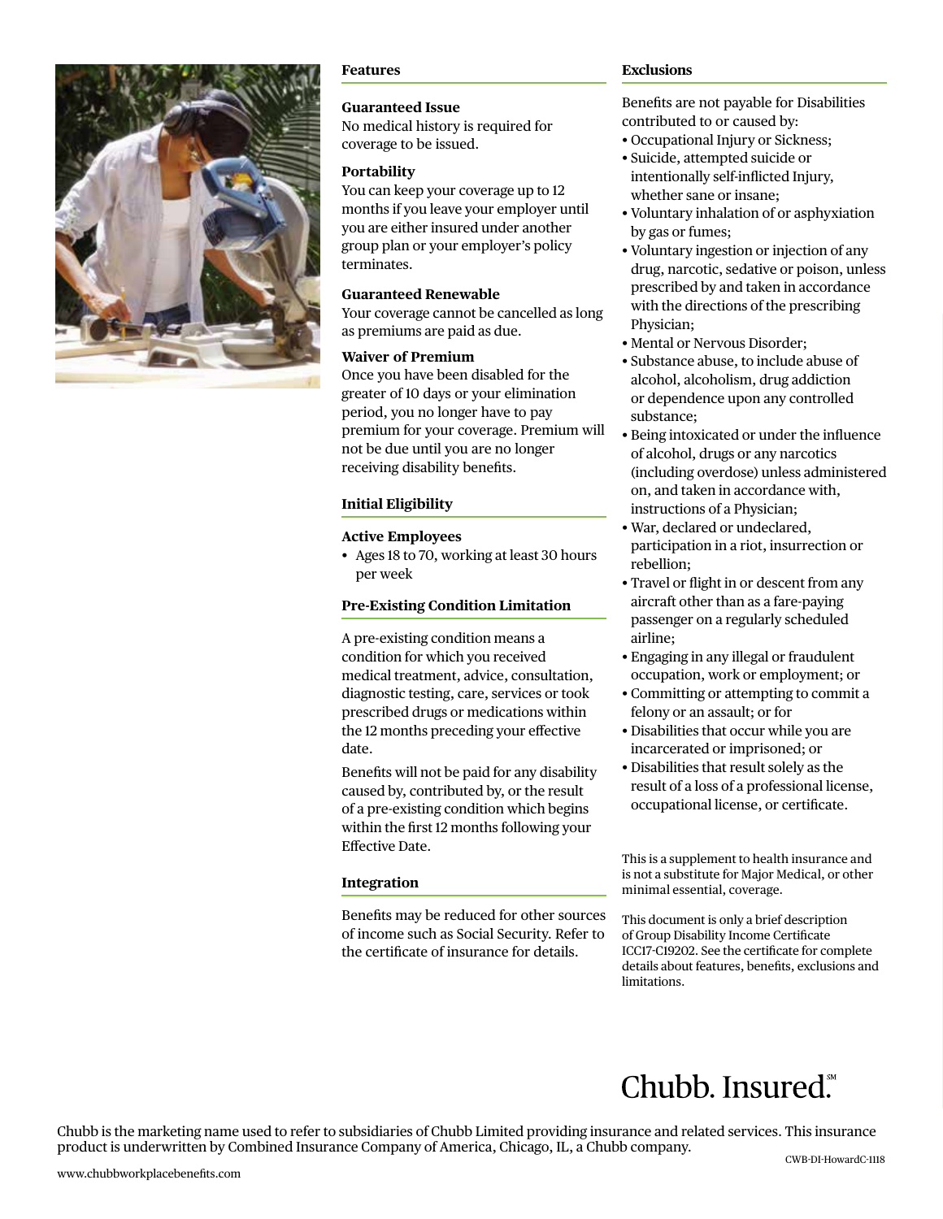## Features

### Guaranteed Issue

No medical history is required for coverage to be issued.

### Portability

You can keep your coverage up to 12 months if you leave your employer until you are either insured under another group plan or your employer's policy terminates.

### Guaranteed Renewable

Your coverage cannot be cancelled as long as premiums are paid as due.

### Waiver of Premium

Once you have been disabled for the greater of 10 days or your elimination period, you no longer have to pay premium for your coverage. Premium will not be due until you are no longer receiving disability benefits.

## Initial Eligibility

### Active Employees

- Ages 18 to 70, working at least 30 hours per week

## Pre-Existing Condition Limitation

A pre-existing condition means a condition for which you received medical treatment, advice, consultation, diagnostic testing, care, services or took prescribed drugs or medications within the 12 months preceding your effective date.

Benefits will not be paid for any disability caused by, contributed by, or the result of a pre-existing condition which begins within the first 12 months following your Effective Date.

## Integration

Benefits may be reduced for other sources of income such as Social Security. Refer to the certificate of insurance for details.

## Exclusions

Benefits are not payable for Disabilities contributed to or caused by:

- Occupational Injury or Sickness;
- Suicide, attempted suicide or intentionally self-inflicted Injury, whether sane or insane;
- Voluntary inhalation of or asphyxiation by gas or fumes;
- Voluntary ingestion or injection of any drug, narcotic, sedative or poison, unless prescribed by and taken in accordance with the directions of the prescribing Physician;
- Mental or Nervous Disorder;
- Substance abuse, to include abuse of alcohol, alcoholism, drug addiction or dependence upon any controlled substance;
- Being intoxicated or under the influence of alcohol, drugs or any narcotics (including overdose) unless administered on, and taken in accordance with, instructions of a Physician;
- War, declared or undeclared, participation in a riot, insurrection or rebellion;
- Travel or flight in or descent from any aircraft other than as a fare-paying passenger on a regularly scheduled airline;
- Engaging in any illegal or fraudulent occupation, work or employment; or
- Committing or attempting to commit a felony or an assault; or for
- Disabilities that occur while you are incarcerated or imprisoned; or
- Disabilities that result solely as the result of a loss of a professional license, occupational license, or certificate.

This is a supplement to health insurance and is not a substitute for Major Medical, or other minimal essential, coverage.

This document is only a brief description of Group Disability Income Certificate ICC17-C19202. See the certificate for complete details about features, benefits, exclusions and limitations.

Chubb. Insured.℠

Chubb is the marketing name used to refer to subsidiaries of Chubb Limited providing insurance and related services. This insurance product is underwritten by Combined Insurance Company of America, Chicago, IL, a Chubb company.

CWB-DI-HowardC-1118

www.chubbworkplacebenefits.com